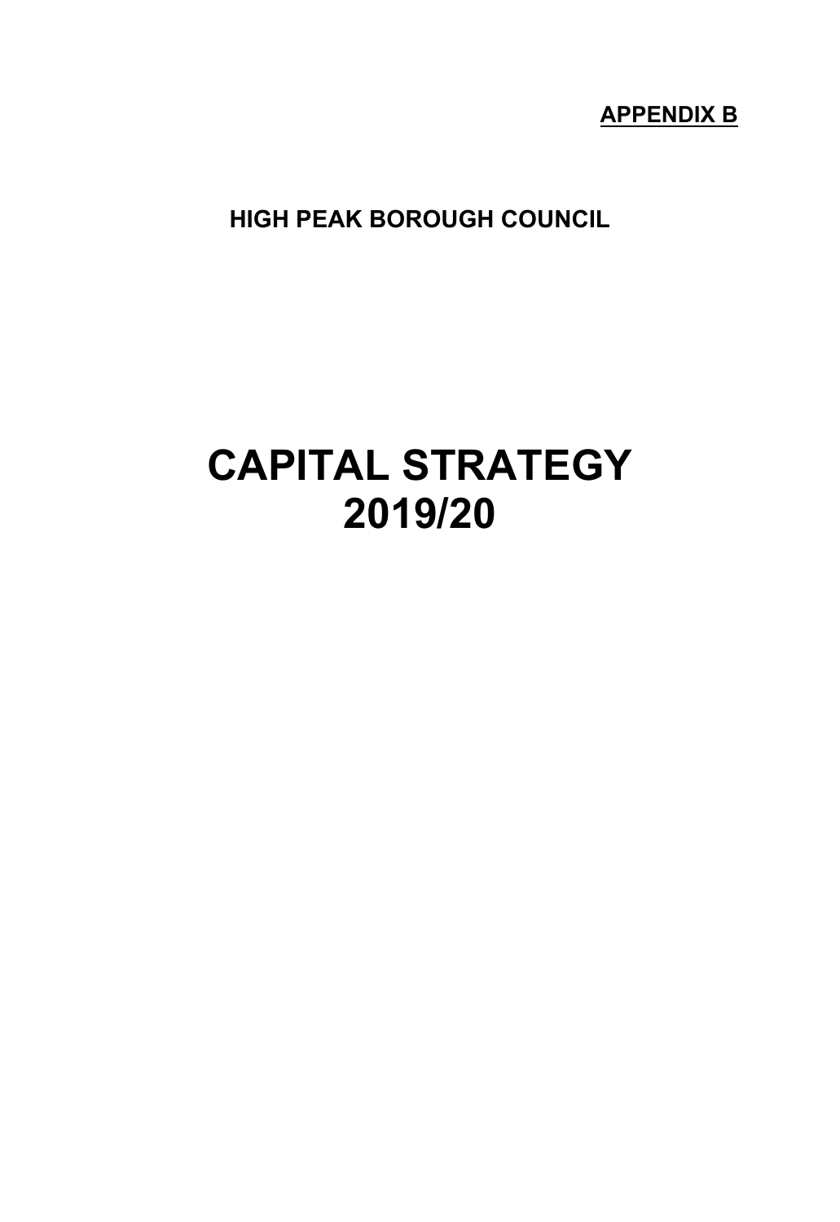**APPENDIX B**

**HIGH PEAK BOROUGH COUNCIL**

# CAPITAL STRATEGY 2019/20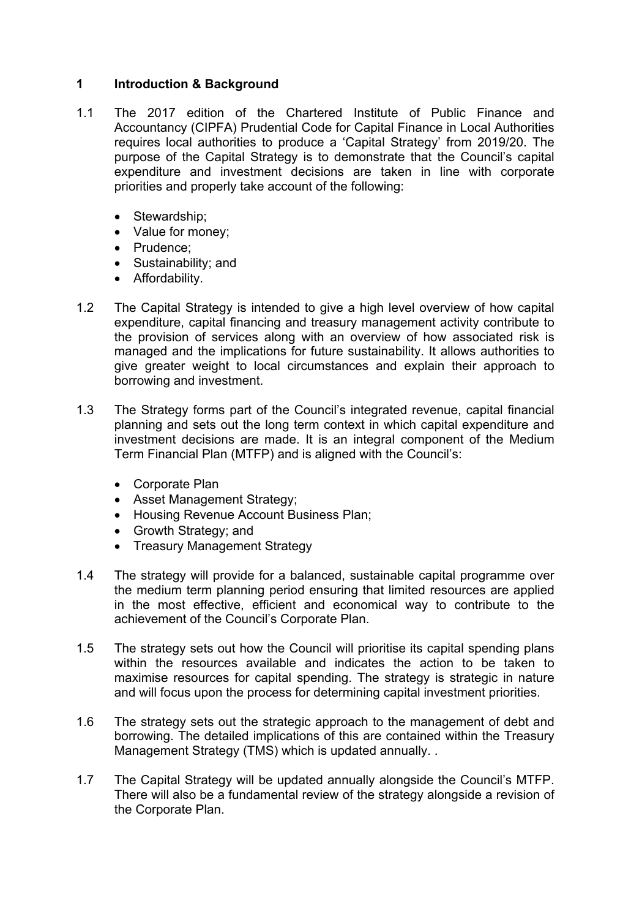## 1 Introduction & Background

1.1 The 2017 edition of the Chartered Institute of Public Finance and Accountancy (CIPFA) Prudential Code for Capital Finance in Local Authorities requires local authorities to produce a 'Capital Strategy' from 2019/20. The purpose of the Capital Strategy is to demonstrate that the Council's capital expenditure and investment decisions are taken in line with corporate priorities and properly take account of the following:

- Stewardship;
- Value for money;
- Prudence;
- Sustainability; and
- Affordability.

1.2 The Capital Strategy is intended to give a high level overview of how capital expenditure, capital financing and treasury management activity contribute to the provision of services along with an overview of how associated risk is managed and the implications for future sustainability. It allows authorities to give greater weight to local circumstances and explain their approach to borrowing and investment.

1.3 The Strategy forms part of the Council's integrated revenue, capital financial planning and sets out the long term context in which capital expenditure and investment decisions are made. It is an integral component of the Medium Term Financial Plan (MTFP) and is aligned with the Council's:

- Corporate Plan
- Asset Management Strategy;
- Housing Revenue Account Business Plan;
- Growth Strategy; and
- Treasury Management Strategy

1.4 The strategy will provide for a balanced, sustainable capital programme over the medium term planning period ensuring that limited resources are applied in the most effective, efficient and economical way to contribute to the achievement of the Council's Corporate Plan.

1.5 The strategy sets out how the Council will prioritise its capital spending plans within the resources available and indicates the action to be taken to maximise resources for capital spending. The strategy is strategic in nature and will focus upon the process for determining capital investment priorities.

1.6 The strategy sets out the strategic approach to the management of debt and borrowing. The detailed implications of this are contained within the Treasury Management Strategy (TMS) which is updated annually. .

1.7 The Capital Strategy will be updated annually alongside the Council's MTFP. There will also be a fundamental review of the strategy alongside a revision of the Corporate Plan.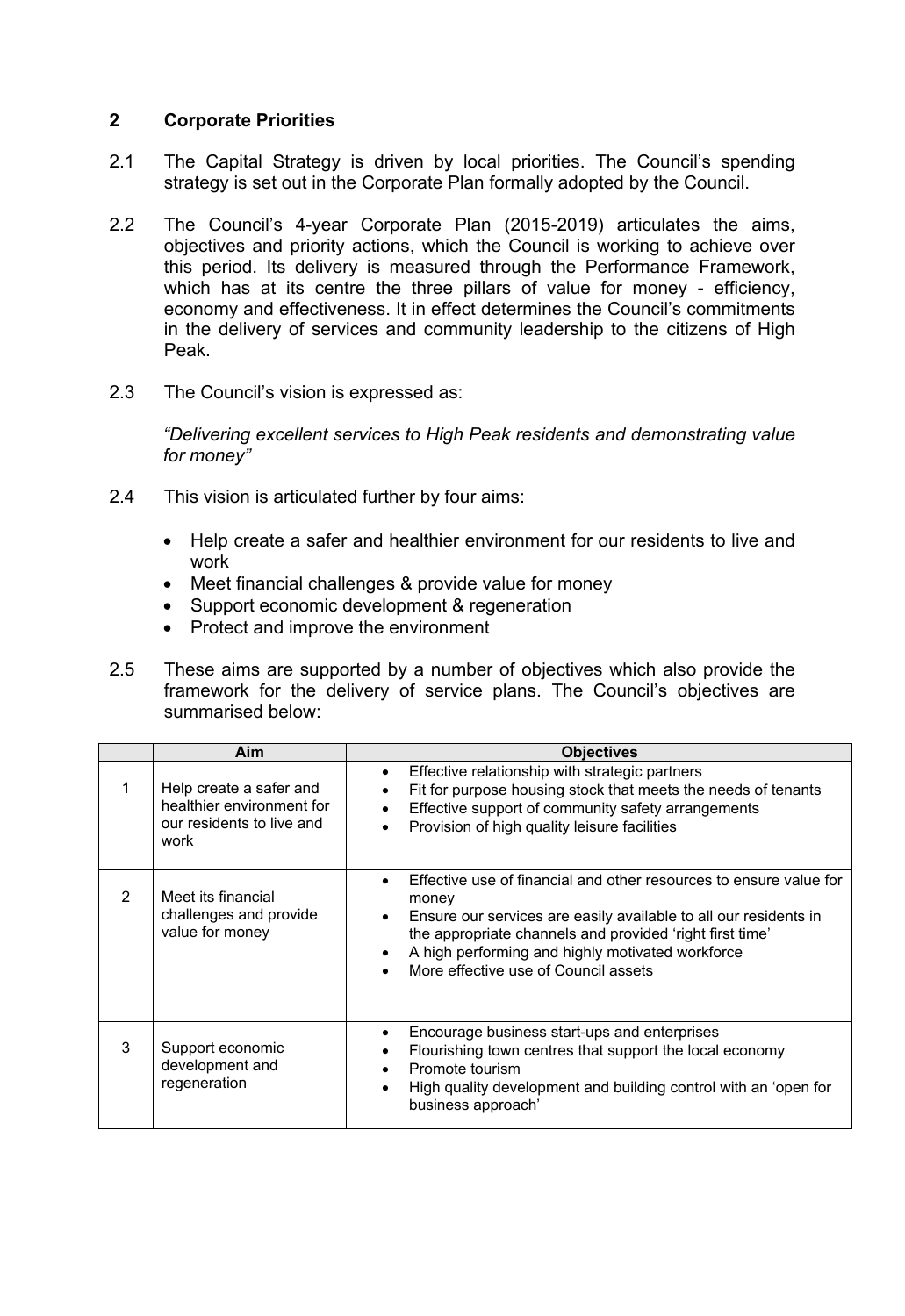## 2 Corporate Priorities

2.1 The Capital Strategy is driven by local priorities. The Council's spending strategy is set out in the Corporate Plan formally adopted by the Council.

2.2 The Council's 4-year Corporate Plan (2015-2019) articulates the aims, objectives and priority actions, which the Council is working to achieve over this period. Its delivery is measured through the Performance Framework, which has at its centre the three pillars of value for money - efficiency, economy and effectiveness. It in effect determines the Council's commitments in the delivery of services and community leadership to the citizens of High Peak.

2.3 The Council's vision is expressed as:

*"Delivering excellent services to High Peak residents and demonstrating value for money"*

2.4 This vision is articulated further by four aims:

- Help create a safer and healthier environment for our residents to live and work
- Meet financial challenges & provide value for money
- Support economic development & regeneration
- Protect and improve the environment

2.5 These aims are supported by a number of objectives which also provide the framework for the delivery of service plans. The Council's objectives are summarised below:

| | Aim | Objectives |
|---|---|---|
| 1 | Help create a safer and healthier environment for our residents to live and work | • Effective relationship with strategic partners<br>• Fit for purpose housing stock that meets the needs of tenants<br>• Effective support of community safety arrangements<br>• Provision of high quality leisure facilities |
| 2 | Meet its financial challenges and provide value for money | • Effective use of financial and other resources to ensure value for money<br>• Ensure our services are easily available to all our residents in the appropriate channels and provided 'right first time'<br>• A high performing and highly motivated workforce<br>• More effective use of Council assets |
| 3 | Support economic development and regeneration | • Encourage business start-ups and enterprises<br>• Flourishing town centres that support the local economy<br>• Promote tourism<br>• High quality development and building control with an 'open for business approach' |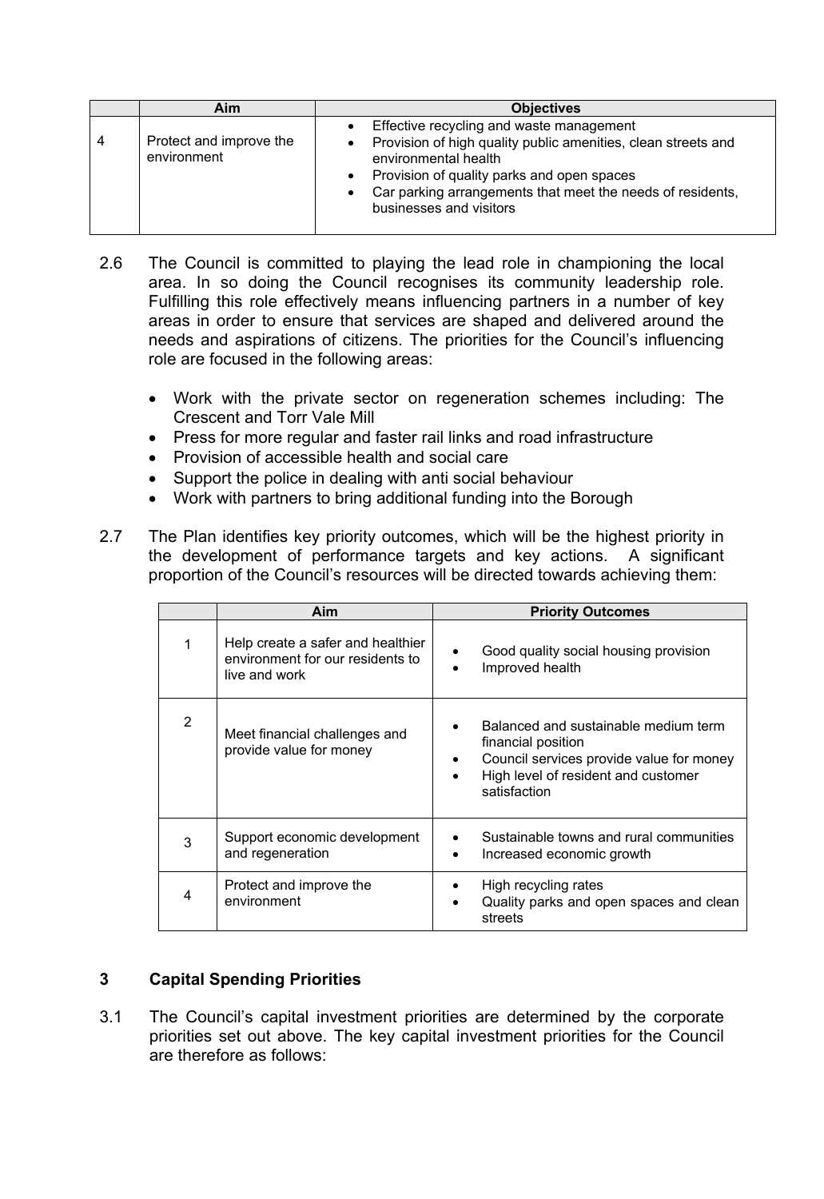| | Aim | Objectives |
|---|---|---|
| 4 | Protect and improve the environment | • Effective recycling and waste management<br>• Provision of high quality public amenities, clean streets and environmental health<br>• Provision of quality parks and open spaces<br>• Car parking arrangements that meet the needs of residents, businesses and visitors |

2.6 The Council is committed to playing the lead role in championing the local area. In so doing the Council recognises its community leadership role. Fulfilling this role effectively means influencing partners in a number of key areas in order to ensure that services are shaped and delivered around the needs and aspirations of citizens. The priorities for the Council's influencing role are focused in the following areas:

- Work with the private sector on regeneration schemes including: The Crescent and Torr Vale Mill
- Press for more regular and faster rail links and road infrastructure
- Provision of accessible health and social care
- Support the police in dealing with anti social behaviour
- Work with partners to bring additional funding into the Borough

2.7 The Plan identifies key priority outcomes, which will be the highest priority in the development of performance targets and key actions. A significant proportion of the Council's resources will be directed towards achieving them:

| | Aim | Priority Outcomes |
|---|---|---|
| 1 | Help create a safer and healthier environment for our residents to live and work | • Good quality social housing provision<br>• Improved health |
| 2 | Meet financial challenges and provide value for money | • Balanced and sustainable medium term financial position<br>• Council services provide value for money<br>• High level of resident and customer satisfaction |
| 3 | Support economic development and regeneration | • Sustainable towns and rural communities<br>• Increased economic growth |
| 4 | Protect and improve the environment | • High recycling rates<br>• Quality parks and open spaces and clean streets |

## 3 Capital Spending Priorities

3.1 The Council's capital investment priorities are determined by the corporate priorities set out above. The key capital investment priorities for the Council are therefore as follows: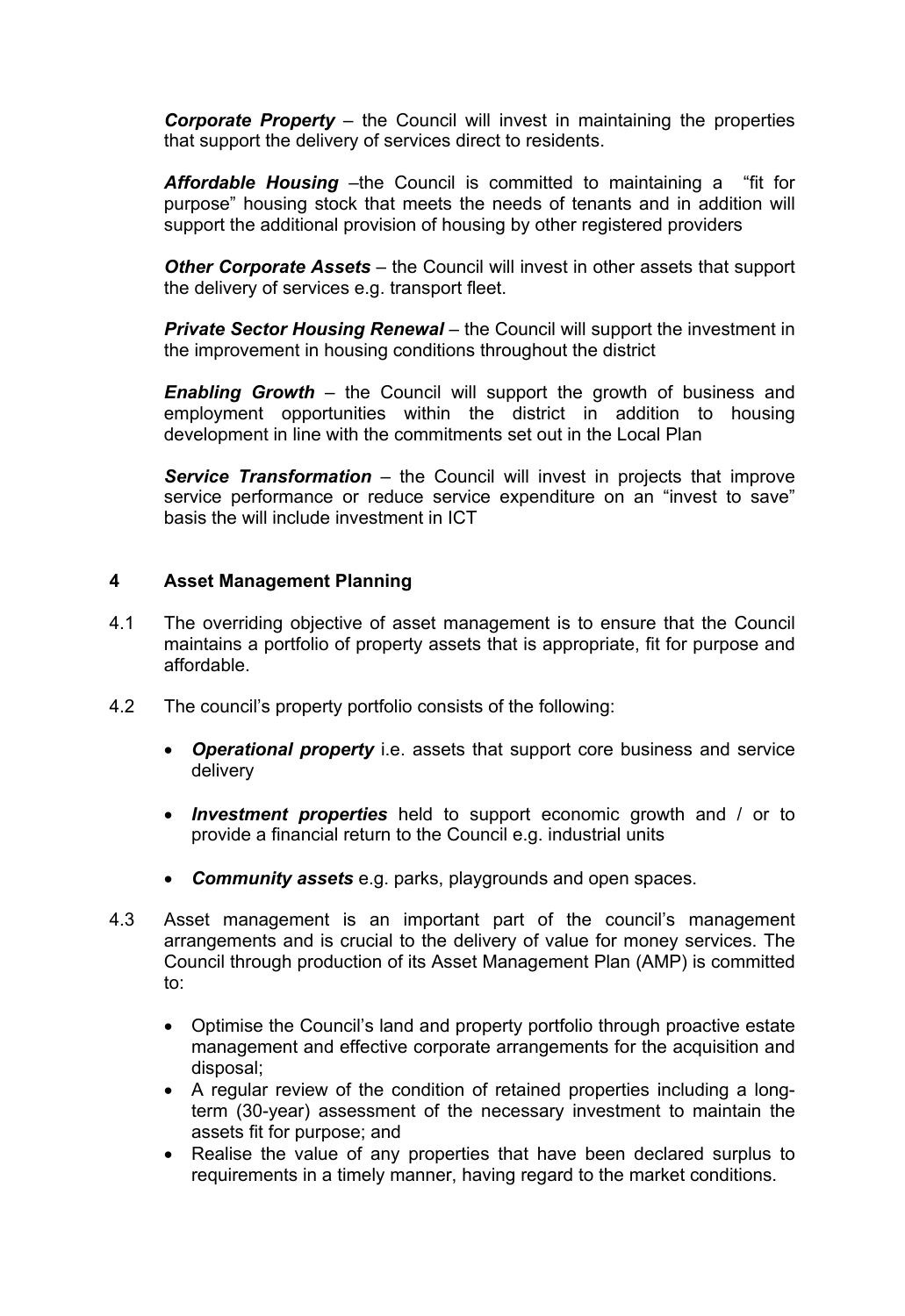***Corporate Property*** – the Council will invest in maintaining the properties that support the delivery of services direct to residents.

***Affordable Housing*** –the Council is committed to maintaining a "fit for purpose" housing stock that meets the needs of tenants and in addition will support the additional provision of housing by other registered providers

***Other Corporate Assets*** – the Council will invest in other assets that support the delivery of services e.g. transport fleet.

***Private Sector Housing Renewal*** – the Council will support the investment in the improvement in housing conditions throughout the district

***Enabling Growth*** – the Council will support the growth of business and employment opportunities within the district in addition to housing development in line with the commitments set out in the Local Plan

***Service Transformation*** – the Council will invest in projects that improve service performance or reduce service expenditure on an "invest to save" basis the will include investment in ICT

## 4 Asset Management Planning

4.1 The overriding objective of asset management is to ensure that the Council maintains a portfolio of property assets that is appropriate, fit for purpose and affordable.

4.2 The council's property portfolio consists of the following:

- ***Operational property*** i.e. assets that support core business and service delivery
- ***Investment properties*** held to support economic growth and / or to provide a financial return to the Council e.g. industrial units
- ***Community assets*** e.g. parks, playgrounds and open spaces.

4.3 Asset management is an important part of the council's management arrangements and is crucial to the delivery of value for money services. The Council through production of its Asset Management Plan (AMP) is committed to:

- Optimise the Council's land and property portfolio through proactive estate management and effective corporate arrangements for the acquisition and disposal;
- A regular review of the condition of retained properties including a long-term (30-year) assessment of the necessary investment to maintain the assets fit for purpose; and
- Realise the value of any properties that have been declared surplus to requirements in a timely manner, having regard to the market conditions.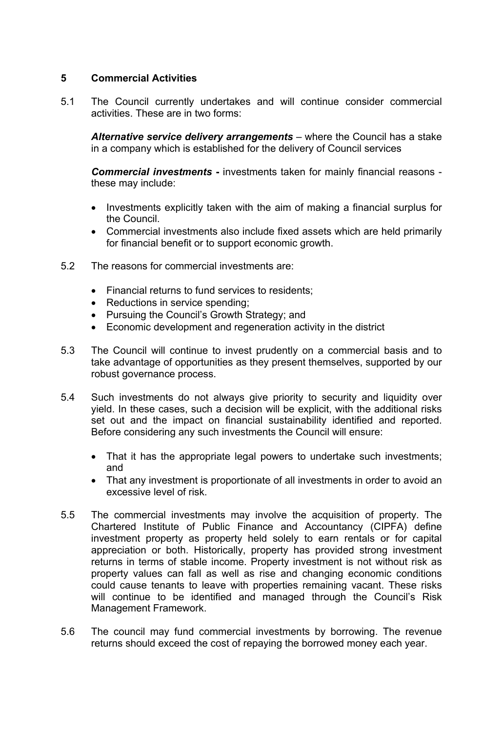## 5 Commercial Activities

5.1 The Council currently undertakes and will continue consider commercial activities. These are in two forms:

***Alternative service delivery arrangements*** – where the Council has a stake in a company which is established for the delivery of Council services

***Commercial investments*** **-** investments taken for mainly financial reasons - these may include:

- Investments explicitly taken with the aim of making a financial surplus for the Council.
- Commercial investments also include fixed assets which are held primarily for financial benefit or to support economic growth.

5.2 The reasons for commercial investments are:

- Financial returns to fund services to residents;
- Reductions in service spending;
- Pursuing the Council's Growth Strategy; and
- Economic development and regeneration activity in the district

5.3 The Council will continue to invest prudently on a commercial basis and to take advantage of opportunities as they present themselves, supported by our robust governance process.

5.4 Such investments do not always give priority to security and liquidity over yield. In these cases, such a decision will be explicit, with the additional risks set out and the impact on financial sustainability identified and reported. Before considering any such investments the Council will ensure:

- That it has the appropriate legal powers to undertake such investments; and
- That any investment is proportionate of all investments in order to avoid an excessive level of risk.

5.5 The commercial investments may involve the acquisition of property. The Chartered Institute of Public Finance and Accountancy (CIPFA) define investment property as property held solely to earn rentals or for capital appreciation or both. Historically, property has provided strong investment returns in terms of stable income. Property investment is not without risk as property values can fall as well as rise and changing economic conditions could cause tenants to leave with properties remaining vacant. These risks will continue to be identified and managed through the Council's Risk Management Framework.

5.6 The council may fund commercial investments by borrowing. The revenue returns should exceed the cost of repaying the borrowed money each year.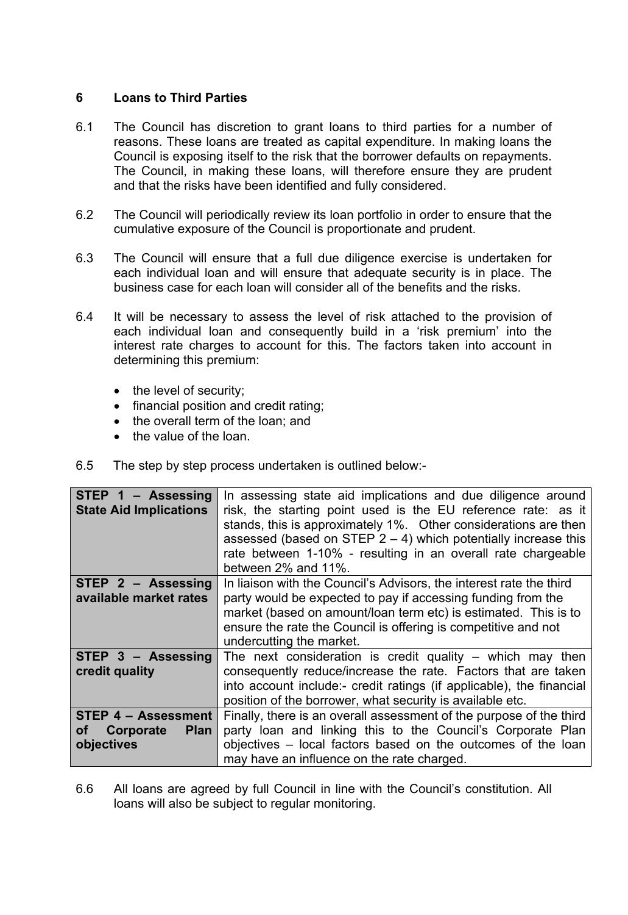## 6 Loans to Third Parties

6.1 The Council has discretion to grant loans to third parties for a number of reasons. These loans are treated as capital expenditure. In making loans the Council is exposing itself to the risk that the borrower defaults on repayments. The Council, in making these loans, will therefore ensure they are prudent and that the risks have been identified and fully considered.

6.2 The Council will periodically review its loan portfolio in order to ensure that the cumulative exposure of the Council is proportionate and prudent.

6.3 The Council will ensure that a full due diligence exercise is undertaken for each individual loan and will ensure that adequate security is in place. The business case for each loan will consider all of the benefits and the risks.

6.4 It will be necessary to assess the level of risk attached to the provision of each individual loan and consequently build in a 'risk premium' into the interest rate charges to account for this. The factors taken into account in determining this premium:

- the level of security;
- financial position and credit rating;
- the overall term of the loan; and
- the value of the loan.

6.5 The step by step process undertaken is outlined below:-

| | |
|---|---|
| **STEP 1 – Assessing State Aid Implications** | In assessing state aid implications and due diligence around risk, the starting point used is the EU reference rate: as it stands, this is approximately 1%. Other considerations are then assessed (based on STEP 2 – 4) which potentially increase this rate between 1-10% - resulting in an overall rate chargeable between 2% and 11%. |
| **STEP 2 – Assessing available market rates** | In liaison with the Council's Advisors, the interest rate the third party would be expected to pay if accessing funding from the market (based on amount/loan term etc) is estimated. This is to ensure the rate the Council is offering is competitive and not undercutting the market. |
| **STEP 3 – Assessing credit quality** | The next consideration is credit quality – which may then consequently reduce/increase the rate. Factors that are taken into account include:- credit ratings (if applicable), the financial position of the borrower, what security is available etc. |
| **STEP 4 – Assessment of Corporate Plan objectives** | Finally, there is an overall assessment of the purpose of the third party loan and linking this to the Council's Corporate Plan objectives – local factors based on the outcomes of the loan may have an influence on the rate charged. |

6.6 All loans are agreed by full Council in line with the Council's constitution. All loans will also be subject to regular monitoring.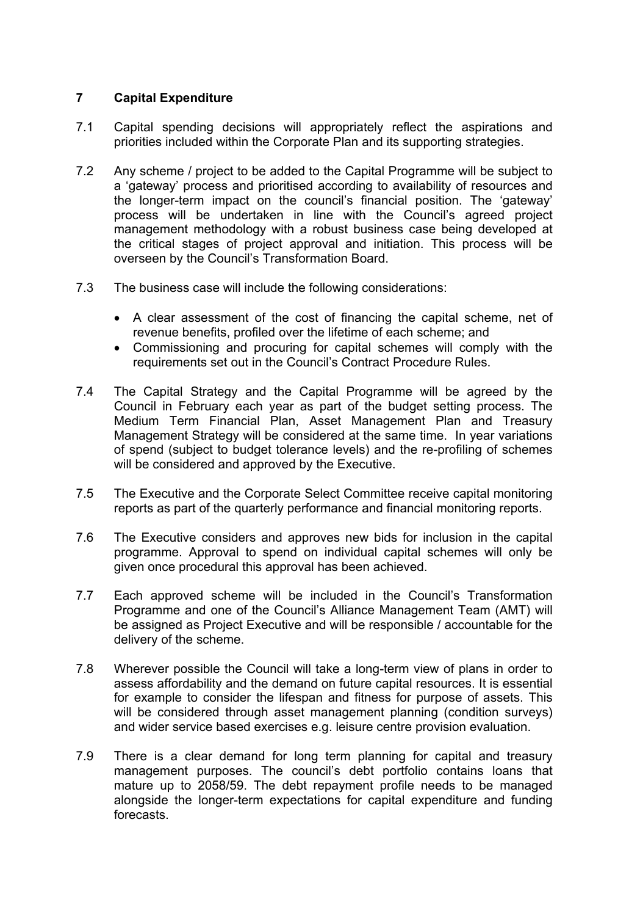## 7 Capital Expenditure

7.1 Capital spending decisions will appropriately reflect the aspirations and priorities included within the Corporate Plan and its supporting strategies.

7.2 Any scheme / project to be added to the Capital Programme will be subject to a 'gateway' process and prioritised according to availability of resources and the longer-term impact on the council's financial position. The 'gateway' process will be undertaken in line with the Council's agreed project management methodology with a robust business case being developed at the critical stages of project approval and initiation. This process will be overseen by the Council's Transformation Board.

7.3 The business case will include the following considerations:

- A clear assessment of the cost of financing the capital scheme, net of revenue benefits, profiled over the lifetime of each scheme; and
- Commissioning and procuring for capital schemes will comply with the requirements set out in the Council's Contract Procedure Rules.

7.4 The Capital Strategy and the Capital Programme will be agreed by the Council in February each year as part of the budget setting process. The Medium Term Financial Plan, Asset Management Plan and Treasury Management Strategy will be considered at the same time. In year variations of spend (subject to budget tolerance levels) and the re-profiling of schemes will be considered and approved by the Executive.

7.5 The Executive and the Corporate Select Committee receive capital monitoring reports as part of the quarterly performance and financial monitoring reports.

7.6 The Executive considers and approves new bids for inclusion in the capital programme. Approval to spend on individual capital schemes will only be given once procedural this approval has been achieved.

7.7 Each approved scheme will be included in the Council's Transformation Programme and one of the Council's Alliance Management Team (AMT) will be assigned as Project Executive and will be responsible / accountable for the delivery of the scheme.

7.8 Wherever possible the Council will take a long-term view of plans in order to assess affordability and the demand on future capital resources. It is essential for example to consider the lifespan and fitness for purpose of assets. This will be considered through asset management planning (condition surveys) and wider service based exercises e.g. leisure centre provision evaluation.

7.9 There is a clear demand for long term planning for capital and treasury management purposes. The council's debt portfolio contains loans that mature up to 2058/59. The debt repayment profile needs to be managed alongside the longer-term expectations for capital expenditure and funding forecasts.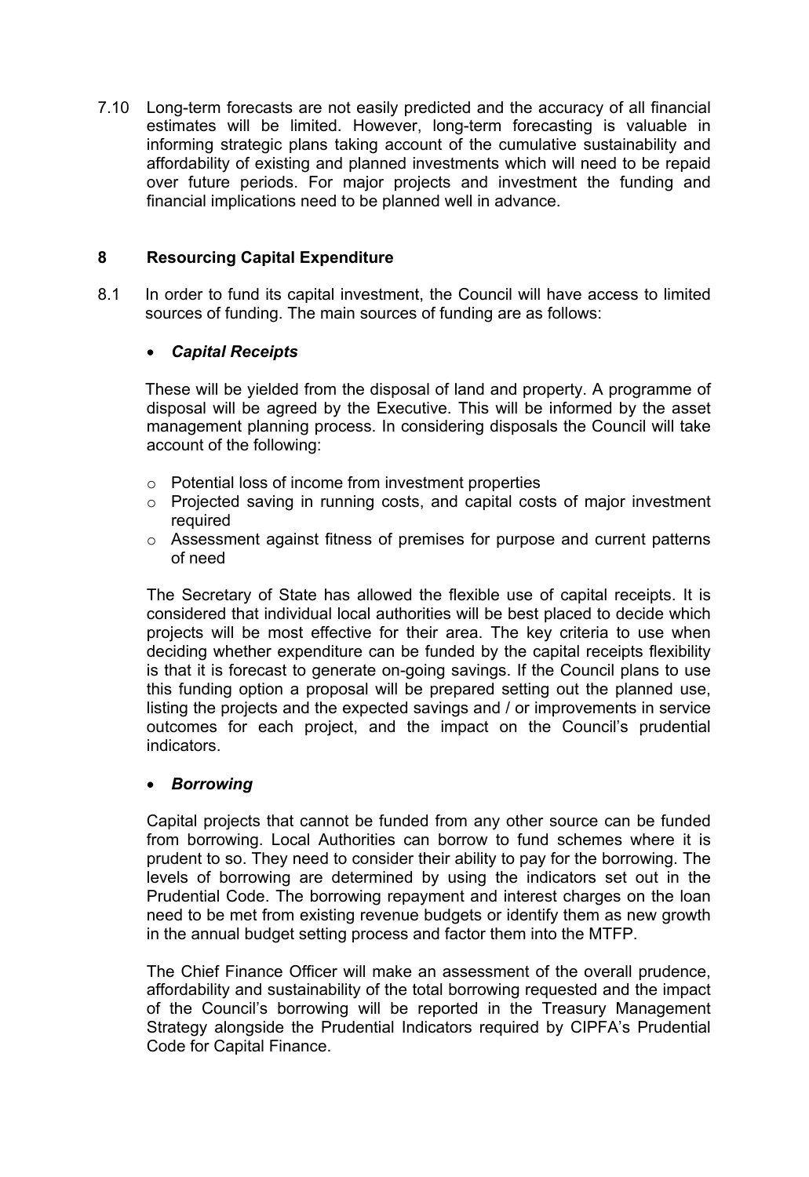7.10 Long-term forecasts are not easily predicted and the accuracy of all financial estimates will be limited. However, long-term forecasting is valuable in informing strategic plans taking account of the cumulative sustainability and affordability of existing and planned investments which will need to be repaid over future periods. For major projects and investment the funding and financial implications need to be planned well in advance.

## 8 Resourcing Capital Expenditure

8.1 In order to fund its capital investment, the Council will have access to limited sources of funding. The main sources of funding are as follows:

- ***Capital Receipts***

These will be yielded from the disposal of land and property. A programme of disposal will be agreed by the Executive. This will be informed by the asset management planning process. In considering disposals the Council will take account of the following:

- Potential loss of income from investment properties
- Projected saving in running costs, and capital costs of major investment required
- Assessment against fitness of premises for purpose and current patterns of need

The Secretary of State has allowed the flexible use of capital receipts. It is considered that individual local authorities will be best placed to decide which projects will be most effective for their area. The key criteria to use when deciding whether expenditure can be funded by the capital receipts flexibility is that it is forecast to generate on-going savings. If the Council plans to use this funding option a proposal will be prepared setting out the planned use, listing the projects and the expected savings and / or improvements in service outcomes for each project, and the impact on the Council's prudential indicators.

- ***Borrowing***

Capital projects that cannot be funded from any other source can be funded from borrowing. Local Authorities can borrow to fund schemes where it is prudent to so. They need to consider their ability to pay for the borrowing. The levels of borrowing are determined by using the indicators set out in the Prudential Code. The borrowing repayment and interest charges on the loan need to be met from existing revenue budgets or identify them as new growth in the annual budget setting process and factor them into the MTFP.

The Chief Finance Officer will make an assessment of the overall prudence, affordability and sustainability of the total borrowing requested and the impact of the Council's borrowing will be reported in the Treasury Management Strategy alongside the Prudential Indicators required by CIPFA's Prudential Code for Capital Finance.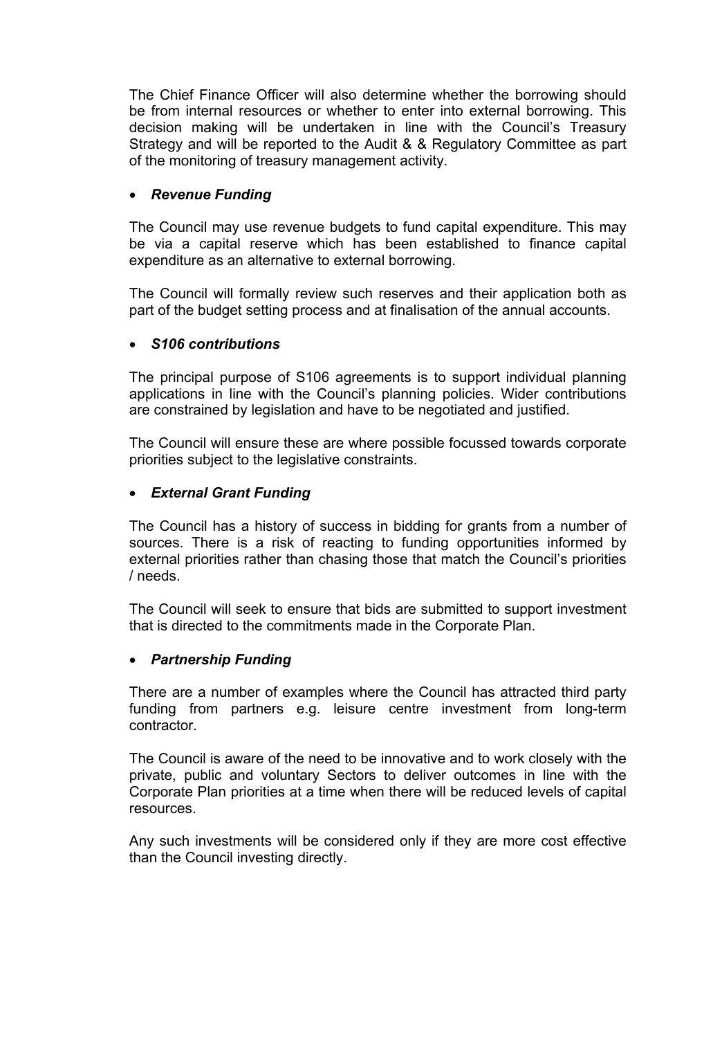The Chief Finance Officer will also determine whether the borrowing should be from internal resources or whether to enter into external borrowing. This decision making will be undertaken in line with the Council's Treasury Strategy and will be reported to the Audit & & Regulatory Committee as part of the monitoring of treasury management activity.

- ***Revenue Funding***

The Council may use revenue budgets to fund capital expenditure. This may be via a capital reserve which has been established to finance capital expenditure as an alternative to external borrowing.

The Council will formally review such reserves and their application both as part of the budget setting process and at finalisation of the annual accounts.

- ***S106 contributions***

The principal purpose of S106 agreements is to support individual planning applications in line with the Council's planning policies. Wider contributions are constrained by legislation and have to be negotiated and justified.

The Council will ensure these are where possible focussed towards corporate priorities subject to the legislative constraints.

- ***External Grant Funding***

The Council has a history of success in bidding for grants from a number of sources. There is a risk of reacting to funding opportunities informed by external priorities rather than chasing those that match the Council's priorities / needs.

The Council will seek to ensure that bids are submitted to support investment that is directed to the commitments made in the Corporate Plan.

- ***Partnership Funding***

There are a number of examples where the Council has attracted third party funding from partners e.g. leisure centre investment from long-term contractor.

The Council is aware of the need to be innovative and to work closely with the private, public and voluntary Sectors to deliver outcomes in line with the Corporate Plan priorities at a time when there will be reduced levels of capital resources.

Any such investments will be considered only if they are more cost effective than the Council investing directly.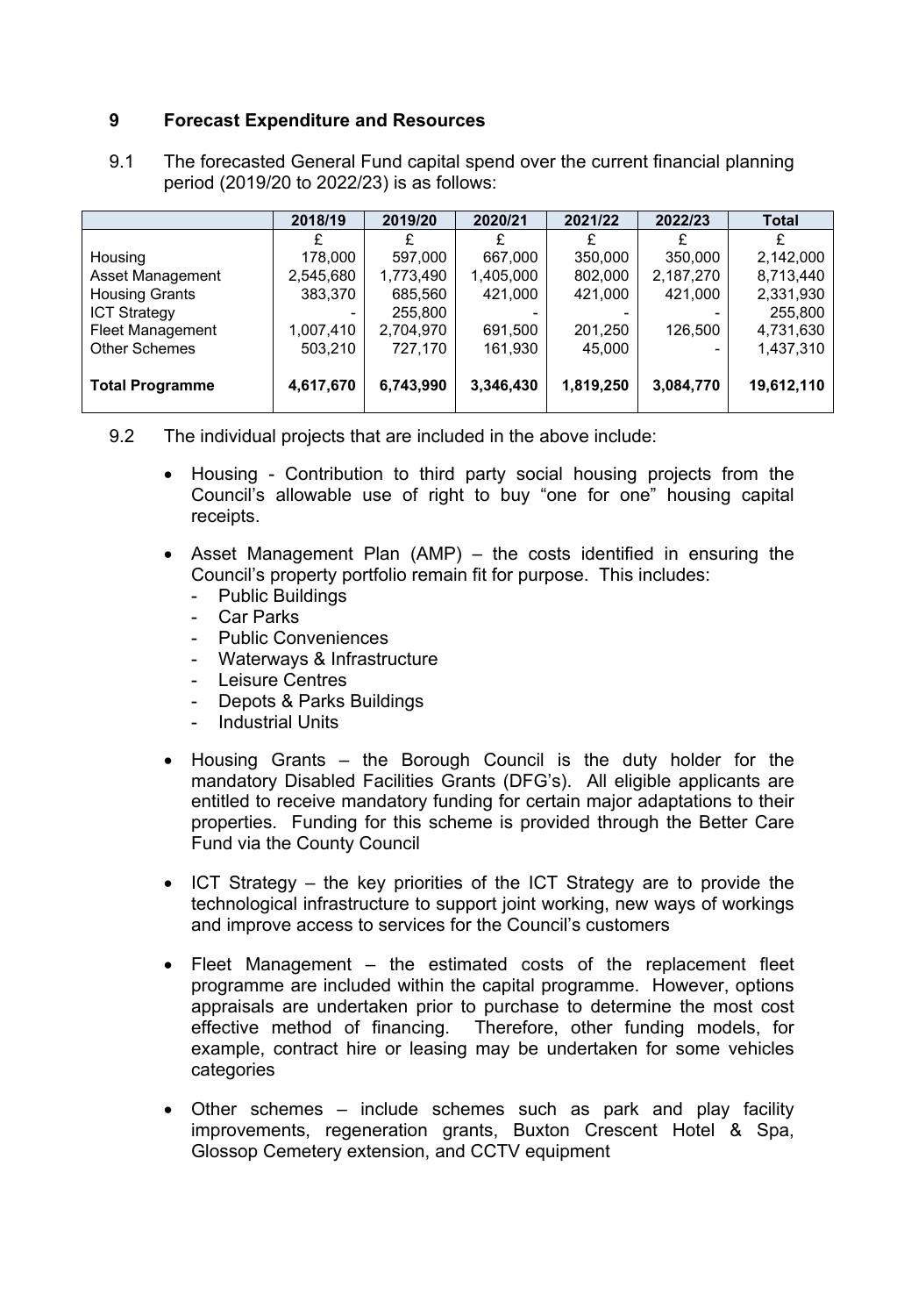## 9 Forecast Expenditure and Resources

9.1 The forecasted General Fund capital spend over the current financial planning period (2019/20 to 2022/23) is as follows:

| | 2018/19 | 2019/20 | 2020/21 | 2021/22 | 2022/23 | Total |
|---|---|---|---|---|---|---|
| | £ | £ | £ | £ | £ | £ |
| Housing | 178,000 | 597,000 | 667,000 | 350,000 | 350,000 | 2,142,000 |
| Asset Management | 2,545,680 | 1,773,490 | 1,405,000 | 802,000 | 2,187,270 | 8,713,440 |
| Housing Grants | 383,370 | 685,560 | 421,000 | 421,000 | 421,000 | 2,331,930 |
| ICT Strategy | - | 255,800 | - | - | - | 255,800 |
| Fleet Management | 1,007,410 | 2,704,970 | 691,500 | 201,250 | 126,500 | 4,731,630 |
| Other Schemes | 503,210 | 727,170 | 161,930 | 45,000 | - | 1,437,310 |
| **Total Programme** | **4,617,670** | **6,743,990** | **3,346,430** | **1,819,250** | **3,084,770** | **19,612,110** |

9.2 The individual projects that are included in the above include:

- Housing - Contribution to third party social housing projects from the Council's allowable use of right to buy "one for one" housing capital receipts.
- Asset Management Plan (AMP) – the costs identified in ensuring the Council's property portfolio remain fit for purpose. This includes:
  - Public Buildings
  - Car Parks
  - Public Conveniences
  - Waterways & Infrastructure
  - Leisure Centres
  - Depots & Parks Buildings
  - Industrial Units
- Housing Grants – the Borough Council is the duty holder for the mandatory Disabled Facilities Grants (DFG's). All eligible applicants are entitled to receive mandatory funding for certain major adaptations to their properties. Funding for this scheme is provided through the Better Care Fund via the County Council
- ICT Strategy – the key priorities of the ICT Strategy are to provide the technological infrastructure to support joint working, new ways of workings and improve access to services for the Council's customers
- Fleet Management – the estimated costs of the replacement fleet programme are included within the capital programme. However, options appraisals are undertaken prior to purchase to determine the most cost effective method of financing. Therefore, other funding models, for example, contract hire or leasing may be undertaken for some vehicles categories
- Other schemes – include schemes such as park and play facility improvements, regeneration grants, Buxton Crescent Hotel & Spa, Glossop Cemetery extension, and CCTV equipment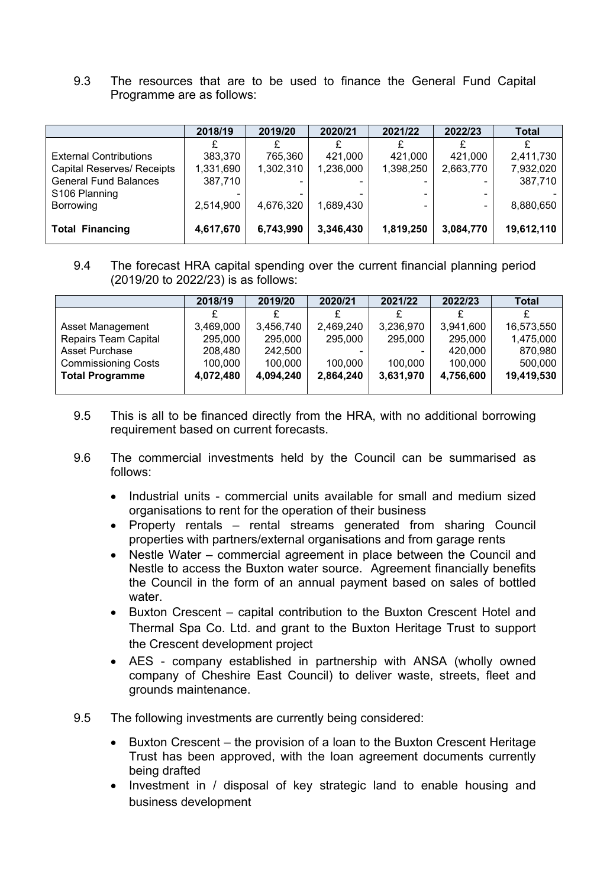9.3 The resources that are to be used to finance the General Fund Capital Programme are as follows:

| | 2018/19 | 2019/20 | 2020/21 | 2021/22 | 2022/23 | Total |
|---|---|---|---|---|---|---|
| | £ | £ | £ | £ | £ | £ |
| External Contributions | 383,370 | 765,360 | 421,000 | 421,000 | 421,000 | 2,411,730 |
| Capital Reserves/ Receipts | 1,331,690 | 1,302,310 | 1,236,000 | 1,398,250 | 2,663,770 | 7,932,020 |
| General Fund Balances | 387,710 | - | - | - | - | 387,710 |
| S106 Planning | - | - | - | - | - | - |
| Borrowing | 2,514,900 | 4,676,320 | 1,689,430 | - | - | 8,880,650 |
| **Total Financing** | **4,617,670** | **6,743,990** | **3,346,430** | **1,819,250** | **3,084,770** | **19,612,110** |

9.4 The forecast HRA capital spending over the current financial planning period (2019/20 to 2022/23) is as follows:

| | 2018/19 | 2019/20 | 2020/21 | 2021/22 | 2022/23 | Total |
|---|---|---|---|---|---|---|
| | £ | £ | £ | £ | £ | £ |
| Asset Management | 3,469,000 | 3,456,740 | 2,469,240 | 3,236,970 | 3,941,600 | 16,573,550 |
| Repairs Team Capital | 295,000 | 295,000 | 295,000 | 295,000 | 295,000 | 1,475,000 |
| Asset Purchase | 208,480 | 242,500 | - | - | 420,000 | 870,980 |
| Commissioning Costs | 100,000 | 100,000 | 100,000 | 100,000 | 100,000 | 500,000 |
| **Total Programme** | **4,072,480** | **4,094,240** | **2,864,240** | **3,631,970** | **4,756,600** | **19,419,530** |

9.5 This is all to be financed directly from the HRA, with no additional borrowing requirement based on current forecasts.

9.6 The commercial investments held by the Council can be summarised as follows:

- Industrial units - commercial units available for small and medium sized organisations to rent for the operation of their business
- Property rentals – rental streams generated from sharing Council properties with partners/external organisations and from garage rents
- Nestle Water – commercial agreement in place between the Council and Nestle to access the Buxton water source. Agreement financially benefits the Council in the form of an annual payment based on sales of bottled water.
- Buxton Crescent – capital contribution to the Buxton Crescent Hotel and Thermal Spa Co. Ltd. and grant to the Buxton Heritage Trust to support the Crescent development project
- AES - company established in partnership with ANSA (wholly owned company of Cheshire East Council) to deliver waste, streets, fleet and grounds maintenance.

9.5 The following investments are currently being considered:

- Buxton Crescent – the provision of a loan to the Buxton Crescent Heritage Trust has been approved, with the loan agreement documents currently being drafted
- Investment in / disposal of key strategic land to enable housing and business development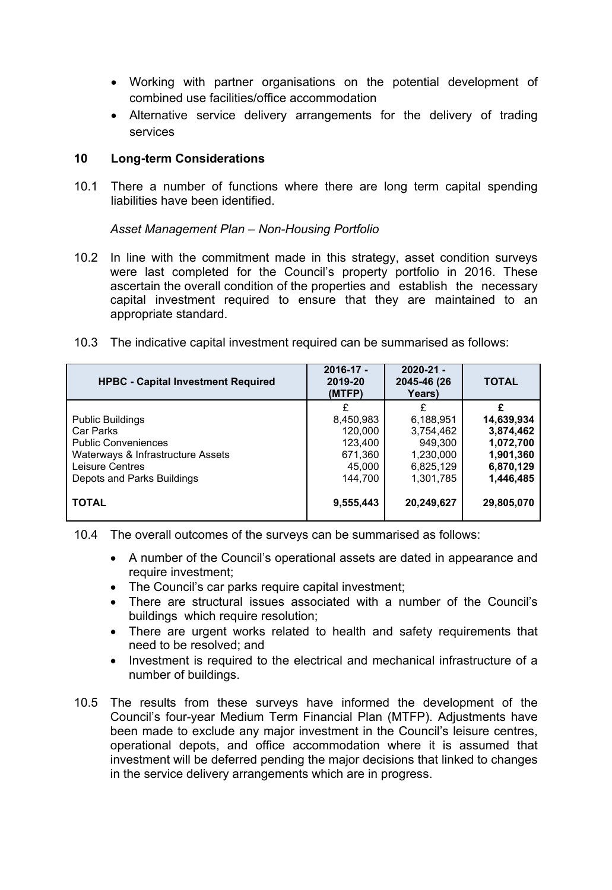- Working with partner organisations on the potential development of combined use facilities/office accommodation
- Alternative service delivery arrangements for the delivery of trading services

## 10 Long-term Considerations

10.1 There a number of functions where there are long term capital spending liabilities have been identified.

*Asset Management Plan – Non-Housing Portfolio*

10.2 In line with the commitment made in this strategy, asset condition surveys were last completed for the Council's property portfolio in 2016. These ascertain the overall condition of the properties and establish the necessary capital investment required to ensure that they are maintained to an appropriate standard.

10.3 The indicative capital investment required can be summarised as follows:

| HPBC - Capital Investment Required | 2016-17 - 2019-20 (MTFP) | 2020-21 - 2045-46 (26 Years) | TOTAL |
|---|---|---|---|
| | £ | £ | **£** |
| Public Buildings | 8,450,983 | 6,188,951 | **14,639,934** |
| Car Parks | 120,000 | 3,754,462 | **3,874,462** |
| Public Conveniences | 123,400 | 949,300 | **1,072,700** |
| Waterways & Infrastructure Assets | 671,360 | 1,230,000 | **1,901,360** |
| Leisure Centres | 45,000 | 6,825,129 | **6,870,129** |
| Depots and Parks Buildings | 144,700 | 1,301,785 | **1,446,485** |
| **TOTAL** | **9,555,443** | **20,249,627** | **29,805,070** |

10.4 The overall outcomes of the surveys can be summarised as follows:

- A number of the Council's operational assets are dated in appearance and require investment;
- The Council's car parks require capital investment;
- There are structural issues associated with a number of the Council's buildings which require resolution;
- There are urgent works related to health and safety requirements that need to be resolved; and
- Investment is required to the electrical and mechanical infrastructure of a number of buildings.

10.5 The results from these surveys have informed the development of the Council's four-year Medium Term Financial Plan (MTFP). Adjustments have been made to exclude any major investment in the Council's leisure centres, operational depots, and office accommodation where it is assumed that investment will be deferred pending the major decisions that linked to changes in the service delivery arrangements which are in progress.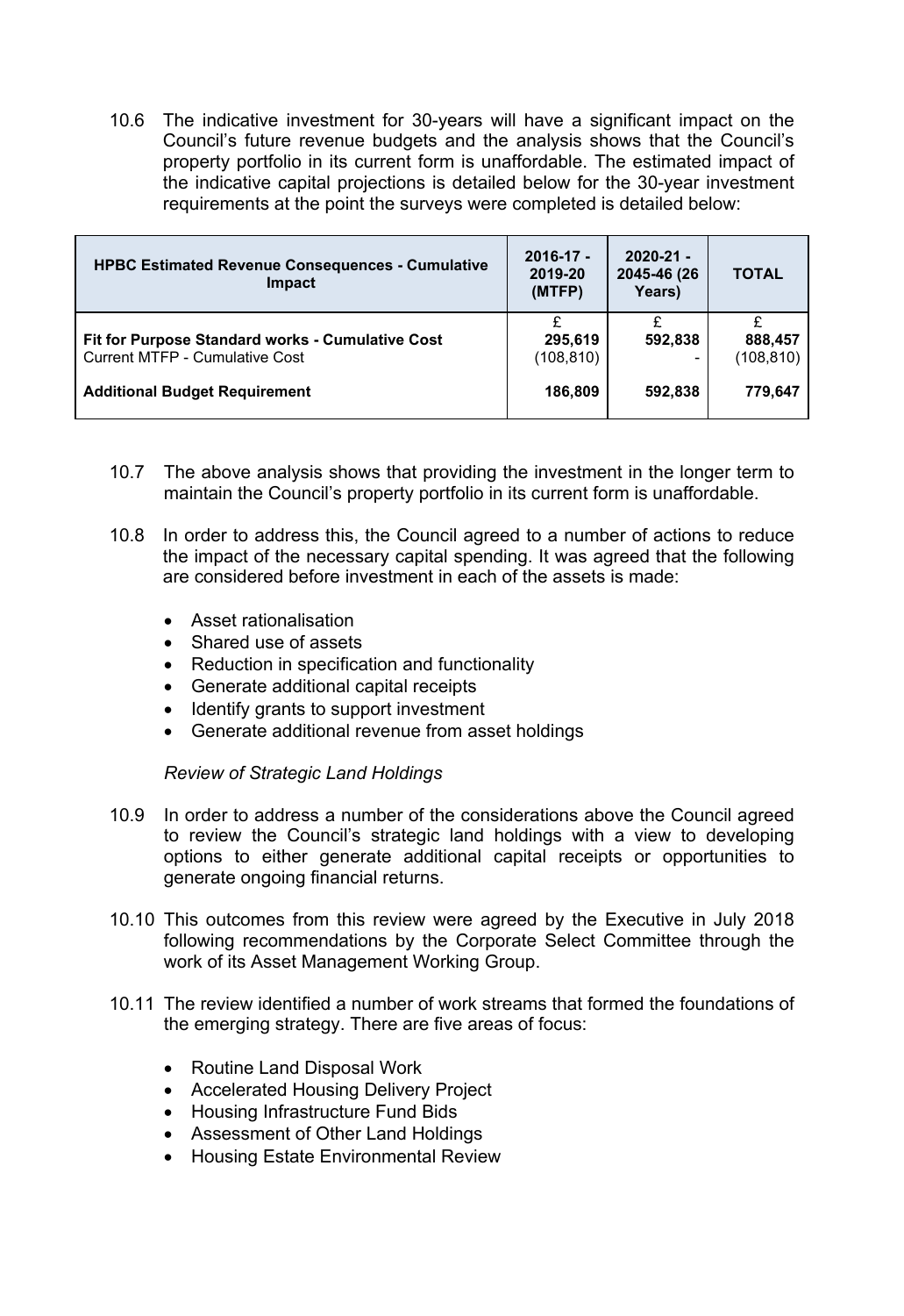10.6 The indicative investment for 30-years will have a significant impact on the Council's future revenue budgets and the analysis shows that the Council's property portfolio in its current form is unaffordable. The estimated impact of the indicative capital projections is detailed below for the 30-year investment requirements at the point the surveys were completed is detailed below:

| HPBC Estimated Revenue Consequences - Cumulative Impact | 2016-17 - 2019-20 (MTFP) | 2020-21 - 2045-46 (26 Years) | TOTAL |
|---|---|---|---|
| | £ | £ | £ |
| **Fit for Purpose Standard works - Cumulative Cost** | **295,619** | **592,838** | **888,457** |
| Current MTFP - Cumulative Cost | (108,810) | - | (108,810) |
| **Additional Budget Requirement** | **186,809** | **592,838** | **779,647** |

10.7 The above analysis shows that providing the investment in the longer term to maintain the Council's property portfolio in its current form is unaffordable.

10.8 In order to address this, the Council agreed to a number of actions to reduce the impact of the necessary capital spending. It was agreed that the following are considered before investment in each of the assets is made:

- Asset rationalisation
- Shared use of assets
- Reduction in specification and functionality
- Generate additional capital receipts
- Identify grants to support investment
- Generate additional revenue from asset holdings

*Review of Strategic Land Holdings*

10.9 In order to address a number of the considerations above the Council agreed to review the Council's strategic land holdings with a view to developing options to either generate additional capital receipts or opportunities to generate ongoing financial returns.

10.10 This outcomes from this review were agreed by the Executive in July 2018 following recommendations by the Corporate Select Committee through the work of its Asset Management Working Group.

10.11 The review identified a number of work streams that formed the foundations of the emerging strategy. There are five areas of focus:

- Routine Land Disposal Work
- Accelerated Housing Delivery Project
- Housing Infrastructure Fund Bids
- Assessment of Other Land Holdings
- Housing Estate Environmental Review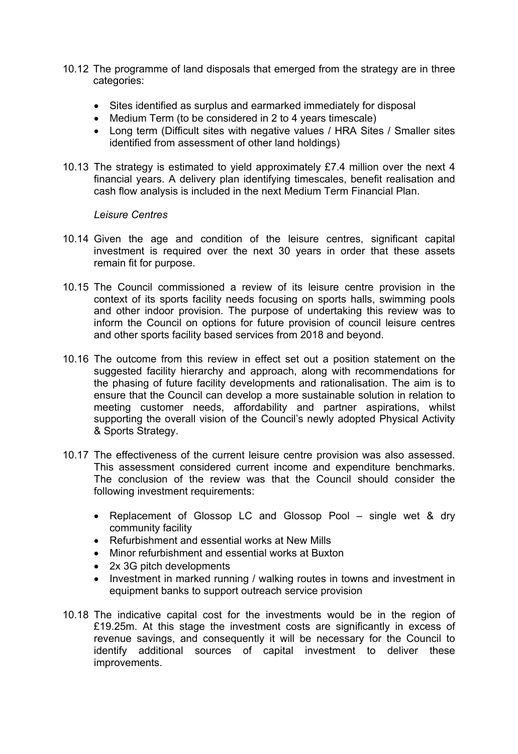10.12 The programme of land disposals that emerged from the strategy are in three categories:

- Sites identified as surplus and earmarked immediately for disposal
- Medium Term (to be considered in 2 to 4 years timescale)
- Long term (Difficult sites with negative values / HRA Sites / Smaller sites identified from assessment of other land holdings)

10.13 The strategy is estimated to yield approximately £7.4 million over the next 4 financial years. A delivery plan identifying timescales, benefit realisation and cash flow analysis is included in the next Medium Term Financial Plan.

*Leisure Centres*

10.14 Given the age and condition of the leisure centres, significant capital investment is required over the next 30 years in order that these assets remain fit for purpose.

10.15 The Council commissioned a review of its leisure centre provision in the context of its sports facility needs focusing on sports halls, swimming pools and other indoor provision. The purpose of undertaking this review was to inform the Council on options for future provision of council leisure centres and other sports facility based services from 2018 and beyond.

10.16 The outcome from this review in effect set out a position statement on the suggested facility hierarchy and approach, along with recommendations for the phasing of future facility developments and rationalisation. The aim is to ensure that the Council can develop a more sustainable solution in relation to meeting customer needs, affordability and partner aspirations, whilst supporting the overall vision of the Council's newly adopted Physical Activity & Sports Strategy.

10.17 The effectiveness of the current leisure centre provision was also assessed. This assessment considered current income and expenditure benchmarks. The conclusion of the review was that the Council should consider the following investment requirements:

- Replacement of Glossop LC and Glossop Pool – single wet & dry community facility
- Refurbishment and essential works at New Mills
- Minor refurbishment and essential works at Buxton
- 2x 3G pitch developments
- Investment in marked running / walking routes in towns and investment in equipment banks to support outreach service provision

10.18 The indicative capital cost for the investments would be in the region of £19.25m. At this stage the investment costs are significantly in excess of revenue savings, and consequently it will be necessary for the Council to identify additional sources of capital investment to deliver these improvements.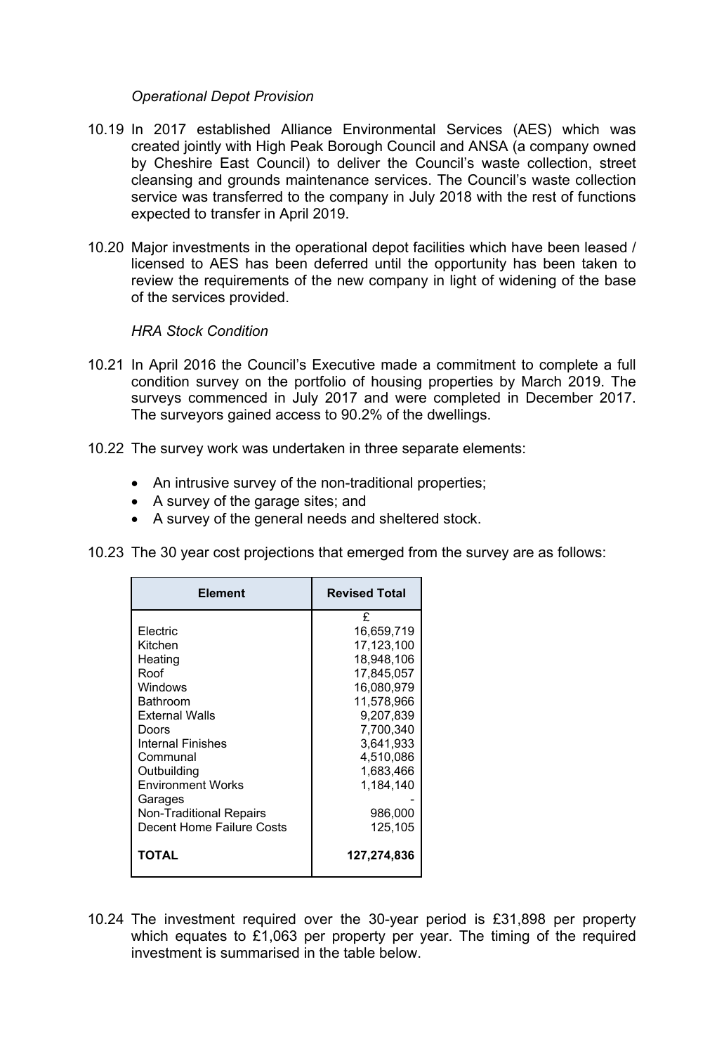*Operational Depot Provision*

10.19 In 2017 established Alliance Environmental Services (AES) which was created jointly with High Peak Borough Council and ANSA (a company owned by Cheshire East Council) to deliver the Council's waste collection, street cleansing and grounds maintenance services. The Council's waste collection service was transferred to the company in July 2018 with the rest of functions expected to transfer in April 2019.

10.20 Major investments in the operational depot facilities which have been leased / licensed to AES has been deferred until the opportunity has been taken to review the requirements of the new company in light of widening of the base of the services provided.

*HRA Stock Condition*

10.21 In April 2016 the Council's Executive made a commitment to complete a full condition survey on the portfolio of housing properties by March 2019. The surveys commenced in July 2017 and were completed in December 2017. The surveyors gained access to 90.2% of the dwellings.

10.22 The survey work was undertaken in three separate elements:

- An intrusive survey of the non-traditional properties;
- A survey of the garage sites; and
- A survey of the general needs and sheltered stock.

10.23 The 30 year cost projections that emerged from the survey are as follows:

| Element | Revised Total |
|---|---|
| | £ |
| Electric | 16,659,719 |
| Kitchen | 17,123,100 |
| Heating | 18,948,106 |
| Roof | 17,845,057 |
| Windows | 16,080,979 |
| Bathroom | 11,578,966 |
| External Walls | 9,207,839 |
| Doors | 7,700,340 |
| Internal Finishes | 3,641,933 |
| Communal | 4,510,086 |
| Outbuilding | 1,683,466 |
| Environment Works | 1,184,140 |
| Garages | - |
| Non-Traditional Repairs | 986,000 |
| Decent Home Failure Costs | 125,105 |
| **TOTAL** | **127,274,836** |

10.24 The investment required over the 30-year period is £31,898 per property which equates to £1,063 per property per year. The timing of the required investment is summarised in the table below.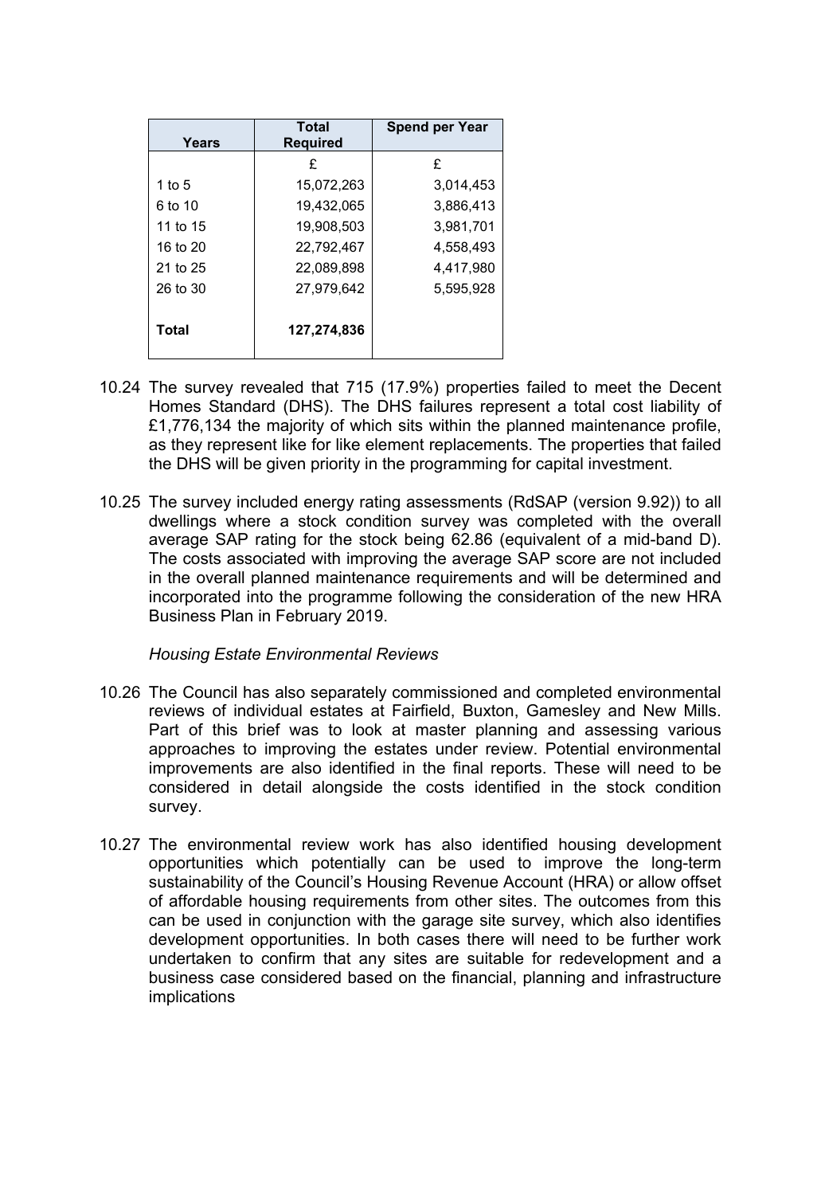| Years | Total Required | Spend per Year |
|---|---|---|
| | £ | £ |
| 1 to 5 | 15,072,263 | 3,014,453 |
| 6 to 10 | 19,432,065 | 3,886,413 |
| 11 to 15 | 19,908,503 | 3,981,701 |
| 16 to 20 | 22,792,467 | 4,558,493 |
| 21 to 25 | 22,089,898 | 4,417,980 |
| 26 to 30 | 27,979,642 | 5,595,928 |
| **Total** | **127,274,836** | |

10.24 The survey revealed that 715 (17.9%) properties failed to meet the Decent Homes Standard (DHS). The DHS failures represent a total cost liability of £1,776,134 the majority of which sits within the planned maintenance profile, as they represent like for like element replacements. The properties that failed the DHS will be given priority in the programming for capital investment.

10.25 The survey included energy rating assessments (RdSAP (version 9.92)) to all dwellings where a stock condition survey was completed with the overall average SAP rating for the stock being 62.86 (equivalent of a mid-band D). The costs associated with improving the average SAP score are not included in the overall planned maintenance requirements and will be determined and incorporated into the programme following the consideration of the new HRA Business Plan in February 2019.

*Housing Estate Environmental Reviews*

10.26 The Council has also separately commissioned and completed environmental reviews of individual estates at Fairfield, Buxton, Gamesley and New Mills. Part of this brief was to look at master planning and assessing various approaches to improving the estates under review. Potential environmental improvements are also identified in the final reports. These will need to be considered in detail alongside the costs identified in the stock condition survey.

10.27 The environmental review work has also identified housing development opportunities which potentially can be used to improve the long-term sustainability of the Council's Housing Revenue Account (HRA) or allow offset of affordable housing requirements from other sites. The outcomes from this can be used in conjunction with the garage site survey, which also identifies development opportunities. In both cases there will need to be further work undertaken to confirm that any sites are suitable for redevelopment and a business case considered based on the financial, planning and infrastructure implications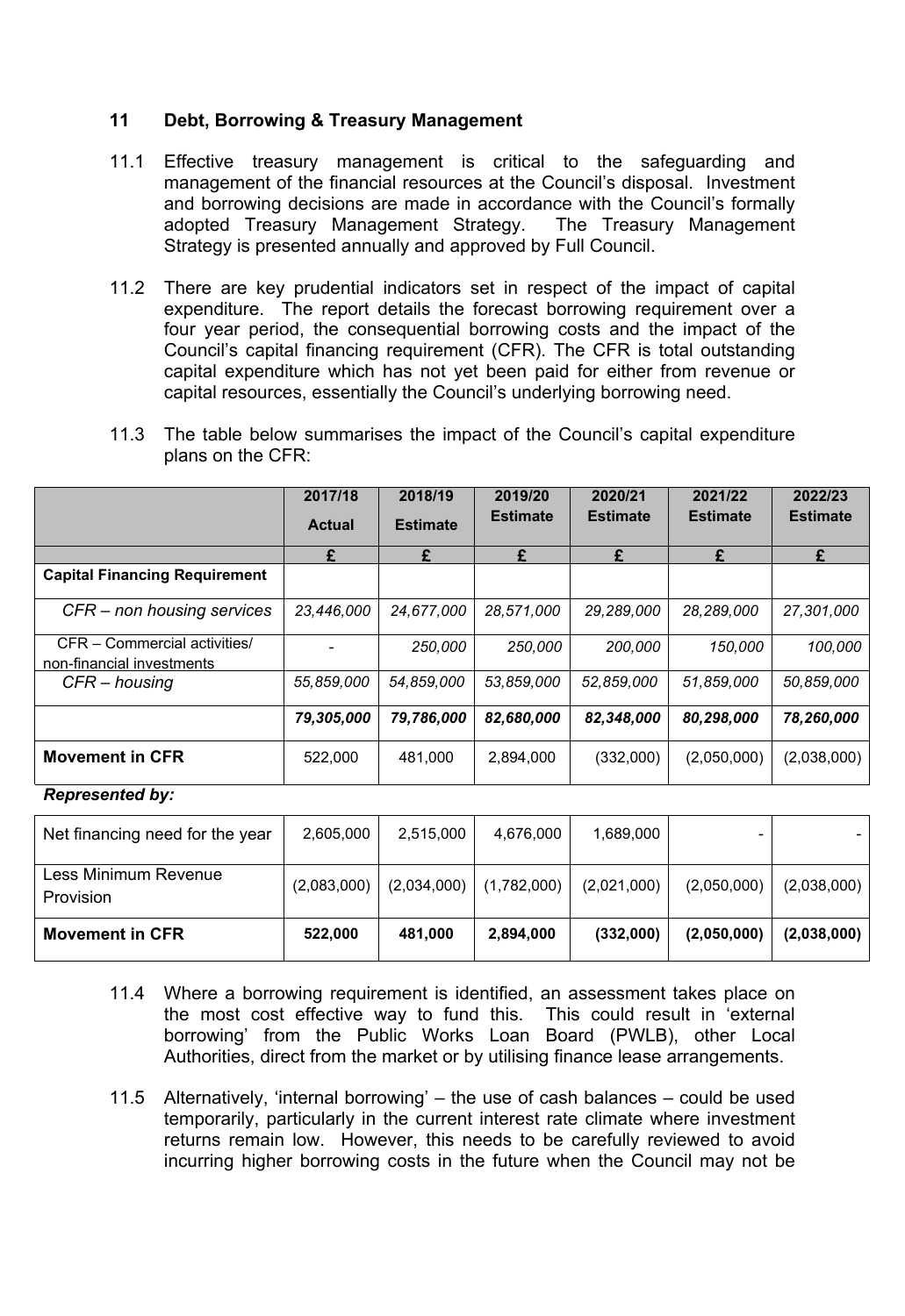## 11 Debt, Borrowing & Treasury Management

11.1 Effective treasury management is critical to the safeguarding and management of the financial resources at the Council's disposal. Investment and borrowing decisions are made in accordance with the Council's formally adopted Treasury Management Strategy. The Treasury Management Strategy is presented annually and approved by Full Council.

11.2 There are key prudential indicators set in respect of the impact of capital expenditure. The report details the forecast borrowing requirement over a four year period, the consequential borrowing costs and the impact of the Council's capital financing requirement (CFR). The CFR is total outstanding capital expenditure which has not yet been paid for either from revenue or capital resources, essentially the Council's underlying borrowing need.

11.3 The table below summarises the impact of the Council's capital expenditure plans on the CFR:

| | 2017/18 Actual | 2018/19 Estimate | 2019/20 Estimate | 2020/21 Estimate | 2021/22 Estimate | 2022/23 Estimate |
|---|---|---|---|---|---|---|
| | £ | £ | £ | £ | £ | £ |
| **Capital Financing Requirement** | | | | | | |
| *CFR – non housing services* | *23,446,000* | *24,677,000* | *28,571,000* | *29,289,000* | *28,289,000* | *27,301,000* |
| CFR – Commercial activities/ non-financial investments | - | *250,000* | *250,000* | *200,000* | *150,000* | *100,000* |
| *CFR – housing* | *55,859,000* | *54,859,000* | *53,859,000* | *52,859,000* | *51,859,000* | *50,859,000* |
| | ***79,305,000*** | ***79,786,000*** | ***82,680,000*** | ***82,348,000*** | ***80,298,000*** | ***78,260,000*** |
| **Movement in CFR** | 522,000 | 481,000 | 2,894,000 | (332,000) | (2,050,000) | (2,038,000) |
| ***Represented by:*** | | | | | | |
| Net financing need for the year | 2,605,000 | 2,515,000 | 4,676,000 | 1,689,000 | - | - |
| Less Minimum Revenue Provision | (2,083,000) | (2,034,000) | (1,782,000) | (2,021,000) | (2,050,000) | (2,038,000) |
| **Movement in CFR** | **522,000** | **481,000** | **2,894,000** | **(332,000)** | **(2,050,000)** | **(2,038,000)** |

11.4 Where a borrowing requirement is identified, an assessment takes place on the most cost effective way to fund this. This could result in 'external borrowing' from the Public Works Loan Board (PWLB), other Local Authorities, direct from the market or by utilising finance lease arrangements.

11.5 Alternatively, 'internal borrowing' – the use of cash balances – could be used temporarily, particularly in the current interest rate climate where investment returns remain low. However, this needs to be carefully reviewed to avoid incurring higher borrowing costs in the future when the Council may not be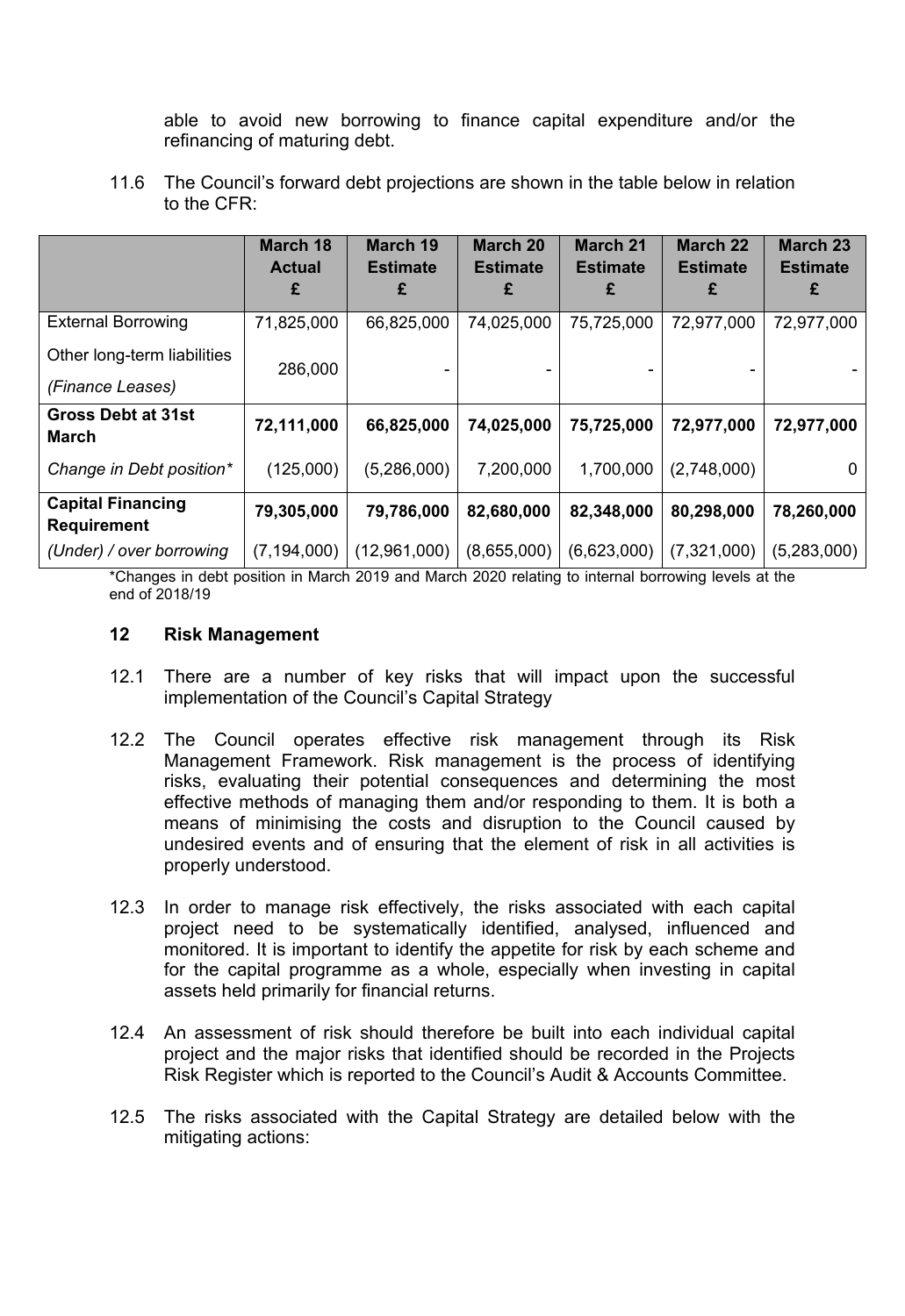able to avoid new borrowing to finance capital expenditure and/or the refinancing of maturing debt.

11.6 The Council's forward debt projections are shown in the table below in relation to the CFR:

| | March 18 Actual £ | March 19 Estimate £ | March 20 Estimate £ | March 21 Estimate £ | March 22 Estimate £ | March 23 Estimate £ |
|---|---|---|---|---|---|---|
| External Borrowing | 71,825,000 | 66,825,000 | 74,025,000 | 75,725,000 | 72,977,000 | 72,977,000 |
| Other long-term liabilities *(Finance Leases)* | 286,000 | - | - | - | - | - |
| **Gross Debt at 31st March** | **72,111,000** | **66,825,000** | **74,025,000** | **75,725,000** | **72,977,000** | **72,977,000** |
| *Change in Debt position** | (125,000) | (5,286,000) | 7,200,000 | 1,700,000 | (2,748,000) | 0 |
| **Capital Financing Requirement** | **79,305,000** | **79,786,000** | **82,680,000** | **82,348,000** | **80,298,000** | **78,260,000** |
| *(Under) / over borrowing* | (7,194,000) | (12,961,000) | (8,655,000) | (6,623,000) | (7,321,000) | (5,283,000) |

*Changes in debt position in March 2019 and March 2020 relating to internal borrowing levels at the end of 2018/19

## 12 Risk Management

12.1 There are a number of key risks that will impact upon the successful implementation of the Council's Capital Strategy

12.2 The Council operates effective risk management through its Risk Management Framework. Risk management is the process of identifying risks, evaluating their potential consequences and determining the most effective methods of managing them and/or responding to them. It is both a means of minimising the costs and disruption to the Council caused by undesired events and of ensuring that the element of risk in all activities is properly understood.

12.3 In order to manage risk effectively, the risks associated with each capital project need to be systematically identified, analysed, influenced and monitored. It is important to identify the appetite for risk by each scheme and for the capital programme as a whole, especially when investing in capital assets held primarily for financial returns.

12.4 An assessment of risk should therefore be built into each individual capital project and the major risks that identified should be recorded in the Projects Risk Register which is reported to the Council's Audit & Accounts Committee.

12.5 The risks associated with the Capital Strategy are detailed below with the mitigating actions: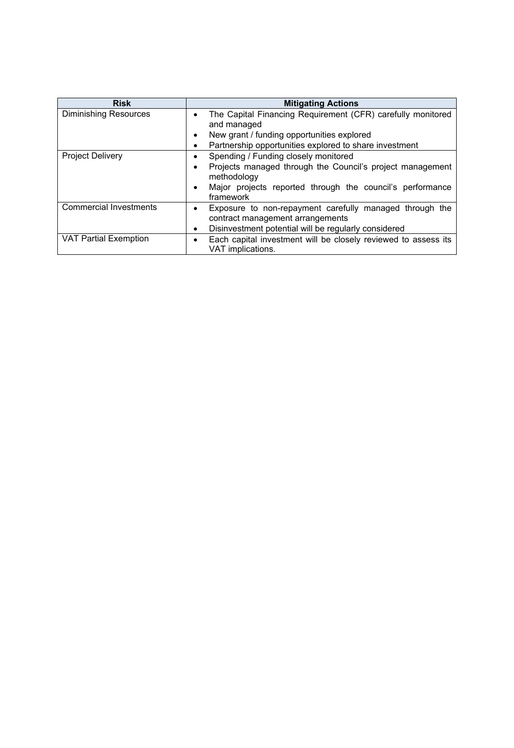| Risk | Mitigating Actions |
| --- | --- |
| Diminishing Resources | • The Capital Financing Requirement (CFR) carefully monitored and managed<br>• New grant / funding opportunities explored<br>• Partnership opportunities explored to share investment |
| Project Delivery | • Spending / Funding closely monitored<br>• Projects managed through the Council's project management methodology<br>• Major projects reported through the council's performance framework |
| Commercial Investments | • Exposure to non-repayment carefully managed through the contract management arrangements<br>• Disinvestment potential will be regularly considered |
| VAT Partial Exemption | • Each capital investment will be closely reviewed to assess its VAT implications. |